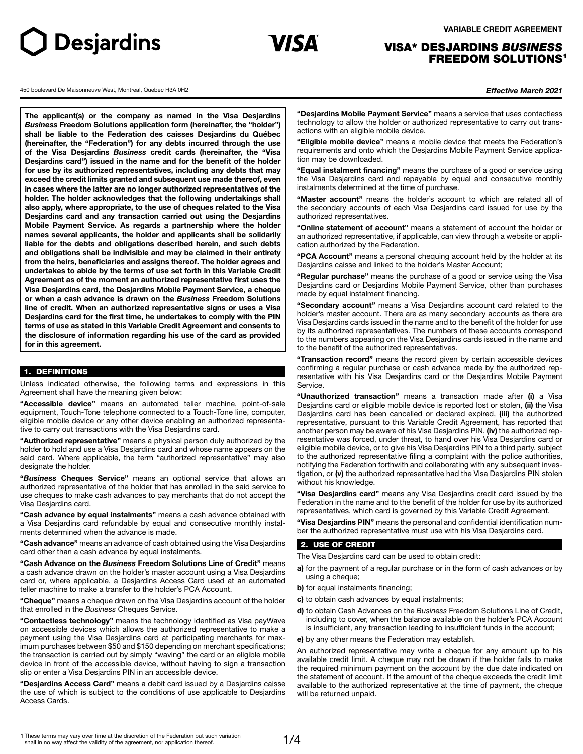Desjardins

VISA*

**VARIABLE CREDIT AGREEMENT**

# VISA* DESJARDINS *BUSINESS* FREEDOM SOLUTIONS[1]

450 boulevard De Maisonneuve West, Montreal, Quebec H3A 0H2

***Effective March 2021***

**The applicant(s) or the company as named in the Visa Desjardins *Business* Freedom Solutions application form (hereinafter, the "holder") shall be liable to the Federation des caisses Desjardins du Québec (hereinafter, the "Federation") for any debts incurred through the use of the Visa Desjardins *Business* credit cards (hereinafter, the "Visa Desjardins card") issued in the name and for the benefit of the holder for use by its authorized representatives, including any debts that may exceed the credit limits granted and subsequent use made thereof, even in cases where the latter are no longer authorized representatives of the holder. The holder acknowledges that the following undertakings shall also apply, where appropriate, to the use of cheques related to the Visa Desjardins card and any transaction carried out using the Desjardins Mobile Payment Service. As regards a partnership where the holder names several applicants, the holder and applicants shall be solidarily liable for the debts and obligations described herein, and such debts and obligations shall be indivisible and may be claimed in their entirety from the heirs, beneficiaries and assigns thereof. The holder agrees and undertakes to abide by the terms of use set forth in this Variable Credit Agreement as of the moment an authorized representative first uses the Visa Desjardins card, the Desjardins Mobile Payment Service, a cheque or when a cash advance is drawn on the *Business* Freedom Solutions line of credit. When an authorized representative signs or uses a Visa Desjardins card for the first time, he undertakes to comply with the PIN terms of use as stated in this Variable Credit Agreement and consents to the disclosure of information regarding his use of the card as provided for in this agreement.**

## 1. DEFINITIONS

Unless indicated otherwise, the following terms and expressions in this Agreement shall have the meaning given below:

**"Accessible device"** means an automated teller machine, point-of-sale equipment, Touch-Tone telephone connected to a Touch-Tone line, computer, eligible mobile device or any other device enabling an authorized representative to carry out transactions with the Visa Desjardins card.

**"Authorized representative"** means a physical person duly authorized by the holder to hold and use a Visa Desjardins card and whose name appears on the said card. Where applicable, the term "authorized representative" may also designate the holder.

**"*Business* Cheques Service"** means an optional service that allows an authorized representative of the holder that has enrolled in the said service to use cheques to make cash advances to pay merchants that do not accept the Visa Desjardins card.

**"Cash advance by equal instalments"** means a cash advance obtained with a Visa Desjardins card refundable by equal and consecutive monthly instalments determined when the advance is made.

**"Cash advance"** means an advance of cash obtained using the Visa Desjardins card other than a cash advance by equal instalments.

**"Cash Advance on the *Business* Freedom Solutions Line of Credit"** means a cash advance drawn on the holder's master account using a Visa Desjardins card or, where applicable, a Desjardins Access Card used at an automated teller machine to make a transfer to the holder's PCA Account.

**"Cheque"** means a cheque drawn on the Visa Desjardins account of the holder that enrolled in the *Business* Cheques Service.

**"Contactless technology"** means the technology identified as Visa payWave on accessible devices which allows the authorized representative to make a payment using the Visa Desjardins card at participating merchants for maximum purchases between $50 and $150 depending on merchant specifications; the transaction is carried out by simply "waving" the card or an eligible mobile device in front of the accessible device, without having to sign a transaction slip or enter a Visa Desjardins PIN in an accessible device.

**"Desjardins Access Card"** means a debit card issued by a Desjardins caisse the use of which is subject to the conditions of use applicable to Desjardins Access Cards.

**"Desjardins Mobile Payment Service"** means a service that uses contactless technology to allow the holder or authorized representative to carry out transactions with an eligible mobile device.

**"Eligible mobile device"** means a mobile device that meets the Federation's requirements and onto which the Desjardins Mobile Payment Service application may be downloaded.

**"Equal instalment financing"** means the purchase of a good or service using the Visa Desjardins card and repayable by equal and consecutive monthly instalments determined at the time of purchase.

**"Master account"** means the holder's account to which are related all of the secondary accounts of each Visa Desjardins card issued for use by the authorized representatives.

**"Online statement of account"** means a statement of account the holder or an authorized representative, if applicable, can view through a website or application authorized by the Federation.

**"PCA Account"** means a personal chequing account held by the holder at its Desjardins caisse and linked to the holder's Master Account;

**"Regular purchase"** means the purchase of a good or service using the Visa Desjardins card or Desjardins Mobile Payment Service, other than purchases made by equal instalment financing.

**"Secondary account"** means a Visa Desjardins account card related to the holder's master account. There are as many secondary accounts as there are Visa Desjardins cards issued in the name and to the benefit of the holder for use by its authorized representatives. The numbers of these accounts correspond to the numbers appearing on the Visa Desjardins cards issued in the name and to the benefit of the authorized representatives.

**"Transaction record"** means the record given by certain accessible devices confirming a regular purchase or cash advance made by the authorized representative with his Visa Desjardins card or the Desjardins Mobile Payment Service.

**"Unauthorized transaction"** means a transaction made after **(i)** a Visa Desjardins card or eligible mobile device is reported lost or stolen, **(ii)** the Visa Desjardins card has been cancelled or declared expired, **(iii)** the authorized representative, pursuant to this Variable Credit Agreement, has reported that another person may be aware of his Visa Desjardins PIN, **(iv)** the authorized representative was forced, under threat, to hand over his Visa Desjardins card or eligible mobile device, or to give his Visa Desjardins PIN to a third party, subject to the authorized representative filing a complaint with the police authorities, notifying the Federation forthwith and collaborating with any subsequent investigation, or **(v)** the authorized representative had the Visa Desjardins PIN stolen without his knowledge.

**"Visa Desjardins card"** means any Visa Desjardins credit card issued by the Federation in the name and to the benefit of the holder for use by its authorized representatives, which card is governed by this Variable Credit Agreement.

**"Visa Desjardins PIN"** means the personal and confidential identification number the authorized representative must use with his Visa Desjardins card.

## 2. USE OF CREDIT

The Visa Desjardins card can be used to obtain credit:

**a)** for the payment of a regular purchase or in the form of cash advances or by using a cheque;

**b)** for equal instalments financing;

**c)** to obtain cash advances by equal instalments;

**d)** to obtain Cash Advances on the *Business* Freedom Solutions Line of Credit, including to cover, when the balance available on the holder's PCA Account is insufficient, any transaction leading to insufficient funds in the account;

**e)** by any other means the Federation may establish.

An authorized representative may write a cheque for any amount up to his available credit limit. A cheque may not be drawn if the holder fails to make the required minimum payment on the account by the due date indicated on the statement of account. If the amount of the cheque exceeds the credit limit available to the authorized representative at the time of payment, the cheque will be returned unpaid.

[1] These terms may vary over time at the discretion of the Federation but such variation shall in no way affect the validity of the agreement, nor application thereof.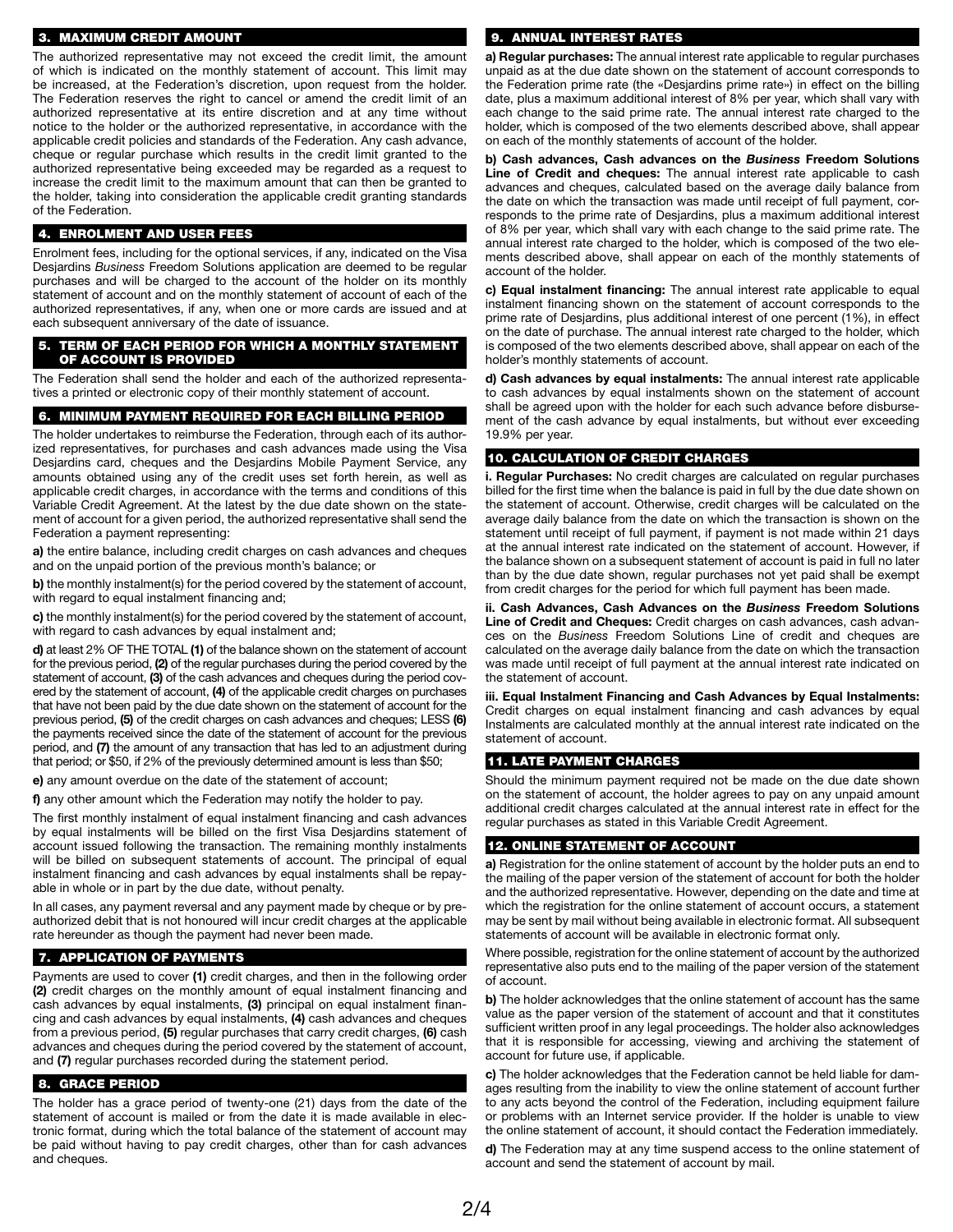## 3. MAXIMUM CREDIT AMOUNT

The authorized representative may not exceed the credit limit, the amount of which is indicated on the monthly statement of account. This limit may be increased, at the Federation's discretion, upon request from the holder. The Federation reserves the right to cancel or amend the credit limit of an authorized representative at its entire discretion and at any time without notice to the holder or the authorized representative, in accordance with the applicable credit policies and standards of the Federation. Any cash advance, cheque or regular purchase which results in the credit limit granted to the authorized representative being exceeded may be regarded as a request to increase the credit limit to the maximum amount that can then be granted to the holder, taking into consideration the applicable credit granting standards of the Federation.

## 4. ENROLMENT AND USER FEES

Enrolment fees, including for the optional services, if any, indicated on the Visa Desjardins *Business* Freedom Solutions application are deemed to be regular purchases and will be charged to the account of the holder on its monthly statement of account and on the monthly statement of account of each of the authorized representatives, if any, when one or more cards are issued and at each subsequent anniversary of the date of issuance.

## 5. TERM OF EACH PERIOD FOR WHICH A MONTHLY STATEMENT OF ACCOUNT IS PROVIDED

The Federation shall send the holder and each of the authorized representatives a printed or electronic copy of their monthly statement of account.

## 6. MINIMUM PAYMENT REQUIRED FOR EACH BILLING PERIOD

The holder undertakes to reimburse the Federation, through each of its authorized representatives, for purchases and cash advances made using the Visa Desjardins card, cheques and the Desjardins Mobile Payment Service, any amounts obtained using any of the credit uses set forth herein, as well as applicable credit charges, in accordance with the terms and conditions of this Variable Credit Agreement. At the latest by the due date shown on the statement of account for a given period, the authorized representative shall send the Federation a payment representing:

**a)** the entire balance, including credit charges on cash advances and cheques and on the unpaid portion of the previous month's balance; or

**b)** the monthly instalment(s) for the period covered by the statement of account, with regard to equal instalment financing and;

**c)** the monthly instalment(s) for the period covered by the statement of account, with regard to cash advances by equal instalment and;

**d)** at least 2% OF THE TOTAL **(1)** of the balance shown on the statement of account for the previous period, **(2)** of the regular purchases during the period covered by the statement of account, **(3)** of the cash advances and cheques during the period covered by the statement of account, **(4)** of the applicable credit charges on purchases that have not been paid by the due date shown on the statement of account for the previous period, **(5)** of the credit charges on cash advances and cheques; LESS **(6)** the payments received since the date of the statement of account for the previous period, and **(7)** the amount of any transaction that has led to an adjustment during that period; or $50, if 2% of the previously determined amount is less than $50;

**e)** any amount overdue on the date of the statement of account;

**f)** any other amount which the Federation may notify the holder to pay.

The first monthly instalment of equal instalment financing and cash advances by equal instalments will be billed on the first Visa Desjardins statement of account issued following the transaction. The remaining monthly instalments will be billed on subsequent statements of account. The principal of equal instalment financing and cash advances by equal instalments shall be repayable in whole or in part by the due date, without penalty.

In all cases, any payment reversal and any payment made by cheque or by preauthorized debit that is not honoured will incur credit charges at the applicable rate hereunder as though the payment had never been made.

## 7. APPLICATION OF PAYMENTS

Payments are used to cover **(1)** credit charges, and then in the following order **(2)** credit charges on the monthly amount of equal instalment financing and cash advances by equal instalments, **(3)** principal on equal instalment financing and cash advances by equal instalments, **(4)** cash advances and cheques from a previous period, **(5)** regular purchases that carry credit charges, **(6)** cash advances and cheques during the period covered by the statement of account, and **(7)** regular purchases recorded during the statement period.

## 8. GRACE PERIOD

The holder has a grace period of twenty-one (21) days from the date of the statement of account is mailed or from the date it is made available in electronic format, during which the total balance of the statement of account may be paid without having to pay credit charges, other than for cash advances and cheques.

## 9. ANNUAL INTEREST RATES

**a) Regular purchases:** The annual interest rate applicable to regular purchases unpaid as at the due date shown on the statement of account corresponds to the Federation prime rate (the «Desjardins prime rate») in effect on the billing date, plus a maximum additional interest of 8% per year, which shall vary with each change to the said prime rate. The annual interest rate charged to the holder, which is composed of the two elements described above, shall appear on each of the monthly statements of account of the holder.

**b) Cash advances, Cash advances on the *Business* Freedom Solutions Line of Credit and cheques:** The annual interest rate applicable to cash advances and cheques, calculated based on the average daily balance from the date on which the transaction was made until receipt of full payment, corresponds to the prime rate of Desjardins, plus a maximum additional interest of 8% per year, which shall vary with each change to the said prime rate. The annual interest rate charged to the holder, which is composed of the two elements described above, shall appear on each of the monthly statements of account of the holder.

**c) Equal instalment financing:** The annual interest rate applicable to equal instalment financing shown on the statement of account corresponds to the prime rate of Desjardins, plus additional interest of one percent (1%), in effect on the date of purchase. The annual interest rate charged to the holder, which is composed of the two elements described above, shall appear on each of the holder's monthly statements of account.

**d) Cash advances by equal instalments:** The annual interest rate applicable to cash advances by equal instalments shown on the statement of account shall be agreed upon with the holder for each such advance before disbursement of the cash advance by equal instalments, but without ever exceeding 19.9% per year.

## 10. CALCULATION OF CREDIT CHARGES

**i. Regular Purchases:** No credit charges are calculated on regular purchases billed for the first time when the balance is paid in full by the due date shown on the statement of account. Otherwise, credit charges will be calculated on the average daily balance from the date on which the transaction is shown on the statement until receipt of full payment, if payment is not made within 21 days at the annual interest rate indicated on the statement of account. However, if the balance shown on a subsequent statement of account is paid in full no later than by the due date shown, regular purchases not yet paid shall be exempt from credit charges for the period for which full payment has been made.

**ii. Cash Advances, Cash Advances on the *Business* Freedom Solutions Line of Credit and Cheques:** Credit charges on cash advances, cash advances on the *Business* Freedom Solutions Line of credit and cheques are calculated on the average daily balance from the date on which the transaction was made until receipt of full payment at the annual interest rate indicated on the statement of account.

**iii. Equal Instalment Financing and Cash Advances by Equal Instalments:** Credit charges on equal instalment financing and cash advances by equal Instalments are calculated monthly at the annual interest rate indicated on the statement of account.

## 11. LATE PAYMENT CHARGES

Should the minimum payment required not be made on the due date shown on the statement of account, the holder agrees to pay on any unpaid amount additional credit charges calculated at the annual interest rate in effect for the regular purchases as stated in this Variable Credit Agreement.

## 12. ONLINE STATEMENT OF ACCOUNT

**a)** Registration for the online statement of account by the holder puts an end to the mailing of the paper version of the statement of account for both the holder and the authorized representative. However, depending on the date and time at which the registration for the online statement of account occurs, a statement may be sent by mail without being available in electronic format. All subsequent statements of account will be available in electronic format only.

Where possible, registration for the online statement of account by the authorized representative also puts end to the mailing of the paper version of the statement of account.

**b)** The holder acknowledges that the online statement of account has the same value as the paper version of the statement of account and that it constitutes sufficient written proof in any legal proceedings. The holder also acknowledges that it is responsible for accessing, viewing and archiving the statement of account for future use, if applicable.

**c)** The holder acknowledges that the Federation cannot be held liable for damages resulting from the inability to view the online statement of account further to any acts beyond the control of the Federation, including equipment failure or problems with an Internet service provider. If the holder is unable to view the online statement of account, it should contact the Federation immediately.

**d)** The Federation may at any time suspend access to the online statement of account and send the statement of account by mail.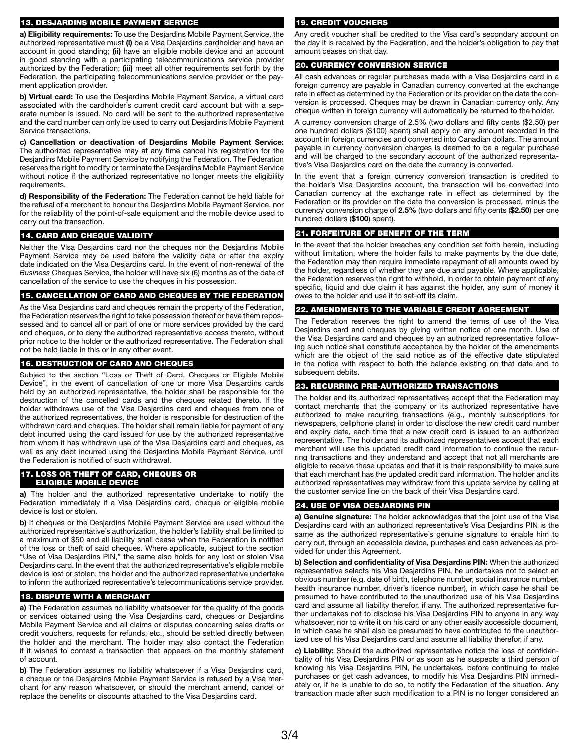## 13. DESJARDINS MOBILE PAYMENT SERVICE

**a) Eligibility requirements:** To use the Desjardins Mobile Payment Service, the authorized representative must **(i)** be a Visa Desjardins cardholder and have an account in good standing; **(ii)** have an eligible mobile device and an account in good standing with a participating telecommunications service provider authorized by the Federation; **(iii)** meet all other requirements set forth by the Federation, the participating telecommunications service provider or the payment application provider.

**b) Virtual card:** To use the Desjardins Mobile Payment Service, a virtual card associated with the cardholder's current credit card account but with a separate number is issued. No card will be sent to the authorized representative and the card number can only be used to carry out Desjardins Mobile Payment Service transactions.

**c) Cancellation or deactivation of Desjardins Mobile Payment Service:** The authorized representative may at any time cancel his registration for the Desjardins Mobile Payment Service by notifying the Federation. The Federation reserves the right to modify or terminate the Desjardins Mobile Payment Service without notice if the authorized representative no longer meets the eligibility requirements.

**d) Responsibility of the Federation:** The Federation cannot be held liable for the refusal of a merchant to honour the Desjardins Mobile Payment Service, nor for the reliability of the point-of-sale equipment and the mobile device used to carry out the transaction.

## 14. CARD AND CHEQUE VALIDITY

Neither the Visa Desjardins card nor the cheques nor the Desjardins Mobile Payment Service may be used before the validity date or after the expiry date indicated on the Visa Desjardins card. In the event of non-renewal of the *Business* Cheques Service, the holder will have six (6) months as of the date of cancellation of the service to use the cheques in his possession.

## 15. CANCELLATION OF CARD AND CHEQUES BY THE FEDERATION

As the Visa Desjardins card and cheques remain the property of the Federation, the Federation reserves the right to take possession thereof or have them repossessed and to cancel all or part of one or more services provided by the card and cheques, or to deny the authorized representative access thereto, without prior notice to the holder or the authorized representative. The Federation shall not be held liable in this or in any other event.

## 16. DESTRUCTION OF CARD AND CHEQUES

Subject to the section "Loss or Theft of Card, Cheques or Eligible Mobile Device", in the event of cancellation of one or more Visa Desjardins cards held by an authorized representative, the holder shall be responsible for the destruction of the cancelled cards and the cheques related thereto. If the holder withdraws use of the Visa Desjardins card and cheques from one of the authorized representatives, the holder is responsible for destruction of the withdrawn card and cheques. The holder shall remain liable for payment of any debt incurred using the card issued for use by the authorized representative from whom it has withdrawn use of the Visa Desjardins card and cheques, as well as any debt incurred using the Desjardins Mobile Payment Service, until the Federation is notified of such withdrawal.

## 17. LOSS OR THEFT OF CARD, CHEQUES OR ELIGIBLE MOBILE DEVICE

**a)** The holder and the authorized representative undertake to notify the Federation immediately if a Visa Desjardins card, cheque or eligible mobile device is lost or stolen.

**b)** If cheques or the Desjardins Mobile Payment Service are used without the authorized representative's authorization, the holder's liability shall be limited to a maximum of $50 and all liability shall cease when the Federation is notified of the loss or theft of said cheques. Where applicable, subject to the section "Use of Visa Desjardins PIN," the same also holds for any lost or stolen Visa Desjardins card. In the event that the authorized representative's eligible mobile device is lost or stolen, the holder and the authorized representative undertake to inform the authorized representative's telecommunications service provider.

## 18. DISPUTE WITH A MERCHANT

**a)** The Federation assumes no liability whatsoever for the quality of the goods or services obtained using the Visa Desjardins card, cheques or Desjardins Mobile Payment Service and all claims or disputes concerning sales drafts or credit vouchers, requests for refunds, etc., should be settled directly between the holder and the merchant. The holder may also contact the Federation if it wishes to contest a transaction that appears on the monthly statement of account.

**b)** The Federation assumes no liability whatsoever if a Visa Desjardins card, a cheque or the Desjardins Mobile Payment Service is refused by a Visa merchant for any reason whatsoever, or should the merchant amend, cancel or replace the benefits or discounts attached to the Visa Desjardins card.

## 19. CREDIT VOUCHERS

Any credit voucher shall be credited to the Visa card's secondary account on the day it is received by the Federation, and the holder's obligation to pay that amount ceases on that day.

## 20. CURRENCY CONVERSION SERVICE

All cash advances or regular purchases made with a Visa Desjardins card in a foreign currency are payable in Canadian currency converted at the exchange rate in effect as determined by the Federation or its provider on the date the conversion is processed. Cheques may be drawn in Canadian currency only. Any cheque written in foreign currency will automatically be returned to the holder.

A currency conversion charge of 2.5% (two dollars and fifty cents ($2.50) per one hundred dollars ($100) spent) shall apply on any amount recorded in the account in foreign currencies and converted into Canadian dollars. The amount payable in currency conversion charges is deemed to be a regular purchase and will be charged to the secondary account of the authorized representative's Visa Desjardins card on the date the currency is converted.

In the event that a foreign currency conversion transaction is credited to the holder's Visa Desjardins account, the transaction will be converted into Canadian currency at the exchange rate in effect as determined by the Federation or its provider on the date the conversion is processed, minus the currency conversion charge of **2.5%** (two dollars and fifty cents (**$2.50**) per one hundred dollars (**$100**) spent).

## 21. FORFEITURE OF BENEFIT OF THE TERM

In the event that the holder breaches any condition set forth herein, including without limitation, where the holder fails to make payments by the due date, the Federation may then require immediate repayment of all amounts owed by the holder, regardless of whether they are due and payable. Where applicable, the Federation reserves the right to withhold, in order to obtain payment of any specific, liquid and due claim it has against the holder, any sum of money it owes to the holder and use it to set-off its claim.

## 22. AMENDMENTS TO THE VARIABLE CREDIT AGREEMENT

The Federation reserves the right to amend the terms of use of the Visa Desjardins card and cheques by giving written notice of one month. Use of the Visa Desjardins card and cheques by an authorized representative following such notice shall constitute acceptance by the holder of the amendments which are the object of the said notice as of the effective date stipulated in the notice with respect to both the balance existing on that date and to subsequent debits.

## 23. RECURRING PRE-AUTHORIZED TRANSACTIONS

The holder and its authorized representatives accept that the Federation may contact merchants that the company or its authorized representative have authorized to make recurring transactions (e.g., monthly subscriptions for newspapers, cellphone plans) in order to disclose the new credit card number and expiry date, each time that a new credit card is issued to an authorized representative. The holder and its authorized representatives accept that each merchant will use this updated credit card information to continue the recurring transactions and they understand and accept that not all merchants are eligible to receive these updates and that it is their responsibility to make sure that each merchant has the updated credit card information. The holder and its authorized representatives may withdraw from this update service by calling at the customer service line on the back of their Visa Desjardins card.

## 24. USE OF VISA DESJARDINS PIN

**a) Genuine signature:** The holder acknowledges that the joint use of the Visa Desjardins card with an authorized representative's Visa Desjardins PIN is the same as the authorized representative's genuine signature to enable him to carry out, through an accessible device, purchases and cash advances as provided for under this Agreement.

**b) Selection and confidentiality of Visa Desjardins PIN:** When the authorized representative selects his Visa Desjardins PIN, he undertakes not to select an obvious number (e.g. date of birth, telephone number, social insurance number, health insurance number, driver's licence number), in which case he shall be presumed to have contributed to the unauthorized use of his Visa Desjardins card and assume all liability therefor, if any. The authorized representative further undertakes not to disclose his Visa Desjardins PIN to anyone in any way whatsoever, nor to write it on his card or any other easily accessible document, in which case he shall also be presumed to have contributed to the unauthorized use of his Visa Desjardins card and assume all liability therefor, if any.

**c) Liability:** Should the authorized representative notice the loss of confidentiality of his Visa Desjardins PIN or as soon as he suspects a third person of knowing his Visa Desjardins PIN, he undertakes, before continuing to make purchases or get cash advances, to modify his Visa Desjardins PIN immediately or, if he is unable to do so, to notify the Federation of the situation. Any transaction made after such modification to a PIN is no longer considered an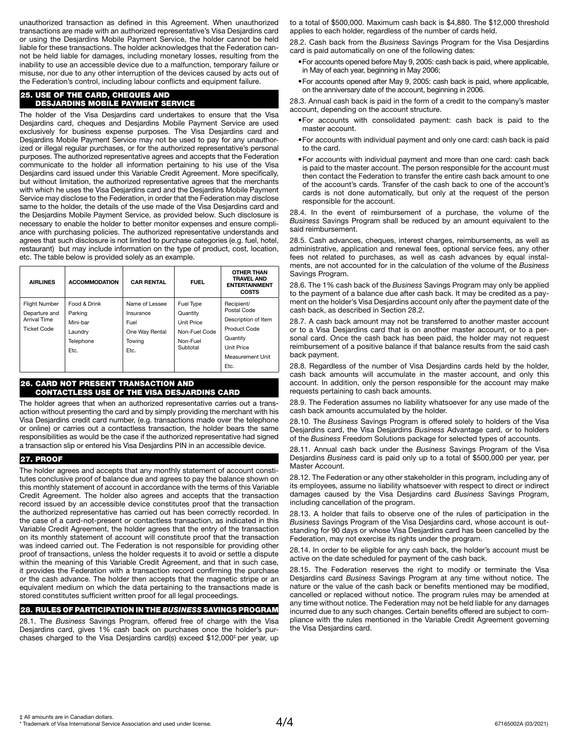unauthorized transaction as defined in this Agreement. When unauthorized transactions are made with an authorized representative's Visa Desjardins card or using the Desjardins Mobile Payment Service, the holder cannot be held liable for these transactions. The holder acknowledges that the Federation cannot be held liable for damages, including monetary losses, resulting from the inability to use an accessible device due to a malfunction, temporary failure or misuse, nor due to any other interruption of the devices caused by acts out of the Federation's control, including labour conflicts and equipment failure.

## 25. USE OF THE CARD, CHEQUES AND DESJARDINS MOBILE PAYMENT SERVICE

The holder of the Visa Desjardins card undertakes to ensure that the Visa Desjardins card, cheques and Desjardins Mobile Payment Service are used exclusively for business expense purposes. The Visa Desjardins card and Desjardins Mobile Payment Service may not be used to pay for any unauthorized or illegal regular purchases, or for the authorized representative's personal purposes. The authorized representative agrees and accepts that the Federation communicate to the holder all information pertaining to his use of the Visa Desjardins card issued under this Variable Credit Agreement. More specifically, but without limitation, the authorized representative agrees that the merchants with which he uses the Visa Desjardins card and the Desjardins Mobile Payment Service may disclose to the Federation, in order that the Federation may disclose same to the holder, the details of the use made of the Visa Desjardins card and the Desjardins Mobile Payment Service, as provided below. Such disclosure is necessary to enable the holder to better monitor expenses and ensure compliance with purchasing policies. The authorized representative understands and agrees that such disclosure is not limited to purchase categories (e.g. fuel, hotel, restaurant) but may include information on the type of product, cost, location, etc. The table below is provided solely as an example.

| AIRLINES | ACCOMMODATION | CAR RENTAL | FUEL | OTHER THAN TRAVEL AND ENTERTAINMENT COSTS |
|---|---|---|---|---|
| Flight Number<br>Departure and Arrival Time<br>Ticket Code | Food & Drink<br>Parking<br>Mini-bar<br>Laundry<br>Telephone<br>Etc. | Name of Lessee<br>Insurance<br>Fuel<br>One Way Rental<br>Towing<br>Etc. | Fuel Type<br>Quantity<br>Unit Price<br>Non-Fuel Code<br>Non-Fuel Subtotal | Recipient/ Postal Code<br>Description of Item<br>Product Code<br>Quantity<br>Unit Price<br>Measurement Unit<br>Etc. |

## 26. CARD NOT PRESENT TRANSACTION AND CONTACTLESS USE OF THE VISA DESJARDINS CARD

The holder agrees that when an authorized representative carries out a transaction without presenting the card and by simply providing the merchant with his Visa Desjardins credit card number, (e.g. transactions made over the telephone or online) or carries out a contactless transaction, the holder bears the same responsibilities as would be the case if the authorized representative had signed a transaction slip or entered his Visa Desjardins PIN in an accessible device.

## 27. PROOF

The holder agrees and accepts that any monthly statement of account constitutes conclusive proof of balance due and agrees to pay the balance shown on this monthly statement of account in accordance with the terms of this Variable Credit Agreement. The holder also agrees and accepts that the transaction record issued by an accessible device constitutes proof that the transaction the authorized representative has carried out has been correctly recorded. In the case of a card-not-present or contactless transaction, as indicated in this Variable Credit Agreement, the holder agrees that the entry of the transaction on its monthly statement of account will constitute proof that the transaction was indeed carried out. The Federation is not responsible for providing other proof of transactions, unless the holder requests it to avoid or settle a dispute within the meaning of this Variable Credit Agreement, and that in such case, it provides the Federation with a transaction record confirming the purchase or the cash advance. The holder then accepts that the magnetic stripe or an equivalent medium on which the data pertaining to the transactions made is stored constitutes sufficient written proof for all legal proceedings.

## 28. RULES OF PARTICIPATION IN THE *BUSINESS* SAVINGS PROGRAM

28.1. The *Business* Savings Program, offered free of charge with the Visa Desjardins card, gives 1% cash back on purchases once the holder's purchases charged to the Visa Desjardins card(s) exceed \$12,000‡ per year, up to a total of \$500,000. Maximum cash back is \$4,880. The \$12,000 threshold applies to each holder, regardless of the number of cards held.

28.2. Cash back from the *Business* Savings Program for the Visa Desjardins card is paid automatically on one of the following dates:

- For accounts opened before May 9, 2005: cash back is paid, where applicable, in May of each year, beginning in May 2006;
- For accounts opened after May 9, 2005: cash back is paid, where applicable, on the anniversary date of the account, beginning in 2006.

28.3. Annual cash back is paid in the form of a credit to the company's master account, depending on the account structure.

- For accounts with consolidated payment: cash back is paid to the master account.
- For accounts with individual payment and only one card: cash back is paid to the card.
- For accounts with individual payment and more than one card: cash back is paid to the master account. The person responsible for the account must then contact the Federation to transfer the entire cash back amount to one of the account's cards. Transfer of the cash back to one of the account's cards is not done automatically, but only at the request of the person responsible for the account.

28.4. In the event of reimbursement of a purchase, the volume of the *Business* Savings Program shall be reduced by an amount equivalent to the said reimbursement.

28.5. Cash advances, cheques, interest charges, reimbursements, as well as administrative, application and renewal fees, optional service fees, any other fees not related to purchases, as well as cash advances by equal instalments, are not accounted for in the calculation of the volume of the *Business* Savings Program.

28.6. The 1% cash back of the *Business* Savings Program may only be applied to the payment of a balance due after cash back. It may be credited as a payment on the holder's Visa Desjardins account only after the payment date of the cash back, as described in Section 28.2.

28.7. A cash back amount may not be transferred to another master account or to a Visa Desjardins card that is on another master account, or to a personal card. Once the cash back has been paid, the holder may not request reimbursement of a positive balance if that balance results from the said cash back payment.

28.8. Regardless of the number of Visa Desjardins cards held by the holder, cash back amounts will accumulate in the master account, and only this account. In addition, only the person responsible for the account may make requests pertaining to cash back amounts.

28.9. The Federation assumes no liability whatsoever for any use made of the cash back amounts accumulated by the holder.

28.10. The *Business* Savings Program is offered solely to holders of the Visa Desjardins card, the Visa Desjardins *Business* Advantage card, or to holders of the *Business* Freedom Solutions package for selected types of accounts.

28.11. Annual cash back under the *Business* Savings Program of the Visa Desjardins *Business* card is paid only up to a total of \$500,000 per year, per Master Account.

28.12. The Federation or any other stakeholder in this program, including any of its employees, assume no liability whatsoever with respect to direct or indirect damages caused by the Visa Desjardins card *Business* Savings Program, including cancellation of the program.

28.13. A holder that fails to observe one of the rules of participation in the *Business* Savings Program of the Visa Desjardins card, whose account is outstanding for 90 days or whose Visa Desjardins card has been cancelled by the Federation, may not exercise its rights under the program.

28.14. In order to be eligible for any cash back, the holder's account must be active on the date scheduled for payment of the cash back.

28.15. The Federation reserves the right to modify or terminate the Visa Desjardins card *Business* Savings Program at any time without notice. The nature or the value of the cash back or benefits mentioned may be modified, cancelled or replaced without notice. The program rules may be amended at any time without notice. The Federation may not be held liable for any damages incurred due to any such changes. Certain benefits offered are subject to compliance with the rules mentioned in the Variable Credit Agreement governing the Visa Desjardins card.

‡ All amounts are in Canadian dollars.
\* Trademark of Visa International Service Association and used under license.

67165002A (03/2021)